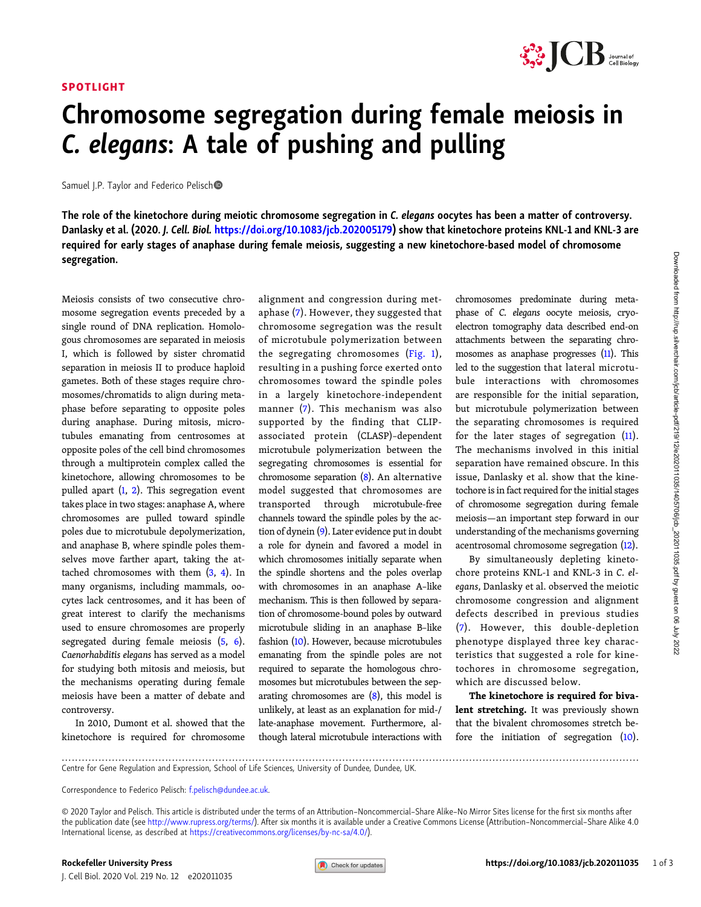SPOTLIGHT

# Chromosome segregation during female meiosis in *C. elegans*: A tale of pushing and pulling

Samuel J.P. Taylor and Federico Pelisch

**The role of the kinetochore during meiotic chromosome segregation in *C. elegans* oocytes has been a matter of controversy. Danlasky et al. (2020. *J. Cell. Biol.* https://doi.org/10.1083/jcb.202005179) show that kinetochore proteins KNL-1 and KNL-3 are required for early stages of anaphase during female meiosis, suggesting a new kinetochore-based model of chromosome segregation.**

Meiosis consists of two consecutive chromosome segregation events preceded by a single round of DNA replication. Homologous chromosomes are separated in meiosis I, which is followed by sister chromatid separation in meiosis II to produce haploid gametes. Both of these stages require chromosomes/chromatids to align during metaphase before separating to opposite poles during anaphase. During mitosis, microtubules emanating from centrosomes at opposite poles of the cell bind chromosomes through a multiprotein complex called the kinetochore, allowing chromosomes to be pulled apart (1, 2). This segregation event takes place in two stages: anaphase A, where chromosomes are pulled toward spindle poles due to microtubule depolymerization, and anaphase B, where spindle poles themselves move farther apart, taking the attached chromosomes with them (3, 4). In many organisms, including mammals, oocytes lack centrosomes, and it has been of great interest to clarify the mechanisms used to ensure chromosomes are properly segregated during female meiosis (5, 6). *Caenorhabditis elegans* has served as a model for studying both mitosis and meiosis, but the mechanisms operating during female meiosis have been a matter of debate and controversy.

In 2010, Dumont et al. showed that the kinetochore is required for chromosome alignment and congression during metaphase (7). However, they suggested that chromosome segregation was the result of microtubule polymerization between the segregating chromosomes (Fig. 1), resulting in a pushing force exerted onto chromosomes toward the spindle poles in a largely kinetochore-independent manner (7). This mechanism was also supported by the finding that CLIP-associated protein (CLASP)–dependent microtubule polymerization between the segregating chromosomes is essential for chromosome separation (8). An alternative model suggested that chromosomes are transported through microtubule-free channels toward the spindle poles by the action of dynein (9). Later evidence put in doubt a role for dynein and favored a model in which chromosomes initially separate when the spindle shortens and the poles overlap with chromosomes in an anaphase A–like mechanism. This is then followed by separation of chromosome-bound poles by outward microtubule sliding in an anaphase B–like fashion (10). However, because microtubules emanating from the spindle poles are not required to separate the homologous chromosomes but microtubules between the separating chromosomes are (8), this model is unlikely, at least as an explanation for mid-/late-anaphase movement. Furthermore, although lateral microtubule interactions with chromosomes predominate during metaphase of *C. elegans* oocyte meiosis, cryo-electron tomography data described end-on attachments between the separating chromosomes as anaphase progresses (11). This led to the suggestion that lateral microtubule interactions with chromosomes are responsible for the initial separation, but microtubule polymerization between the separating chromosomes is required for the later stages of segregation (11). The mechanisms involved in this initial separation have remained obscure. In this issue, Danlasky et al. show that the kinetochore is in fact required for the initial stages of chromosome segregation during female meiosis—an important step forward in our understanding of the mechanisms governing acentrosomal chromosome segregation (12).

By simultaneously depleting kinetochore proteins KNL-1 and KNL-3 in *C. elegans*, Danlasky et al. observed the meiotic chromosome congression and alignment defects described in previous studies (7). However, this double-depletion phenotype displayed three key characteristics that suggested a role for kinetochores in chromosome segregation, which are discussed below.

**The kinetochore is required for bivalent stretching.** It was previously shown that the bivalent chromosomes stretch before the initiation of segregation (10).

Centre for Gene Regulation and Expression, School of Life Sciences, University of Dundee, Dundee, UK.

Correspondence to Federico Pelisch: f.pelisch@dundee.ac.uk.

© 2020 Taylor and Pelisch. This article is distributed under the terms of an Attribution–Noncommercial–Share Alike–No Mirror Sites license for the first six months after the publication date (see http://www.rupress.org/terms/). After six months it is available under a Creative Commons License (Attribution–Noncommercial–Share Alike 4.0 International license, as described at https://creativecommons.org/licenses/by-nc-sa/4.0/).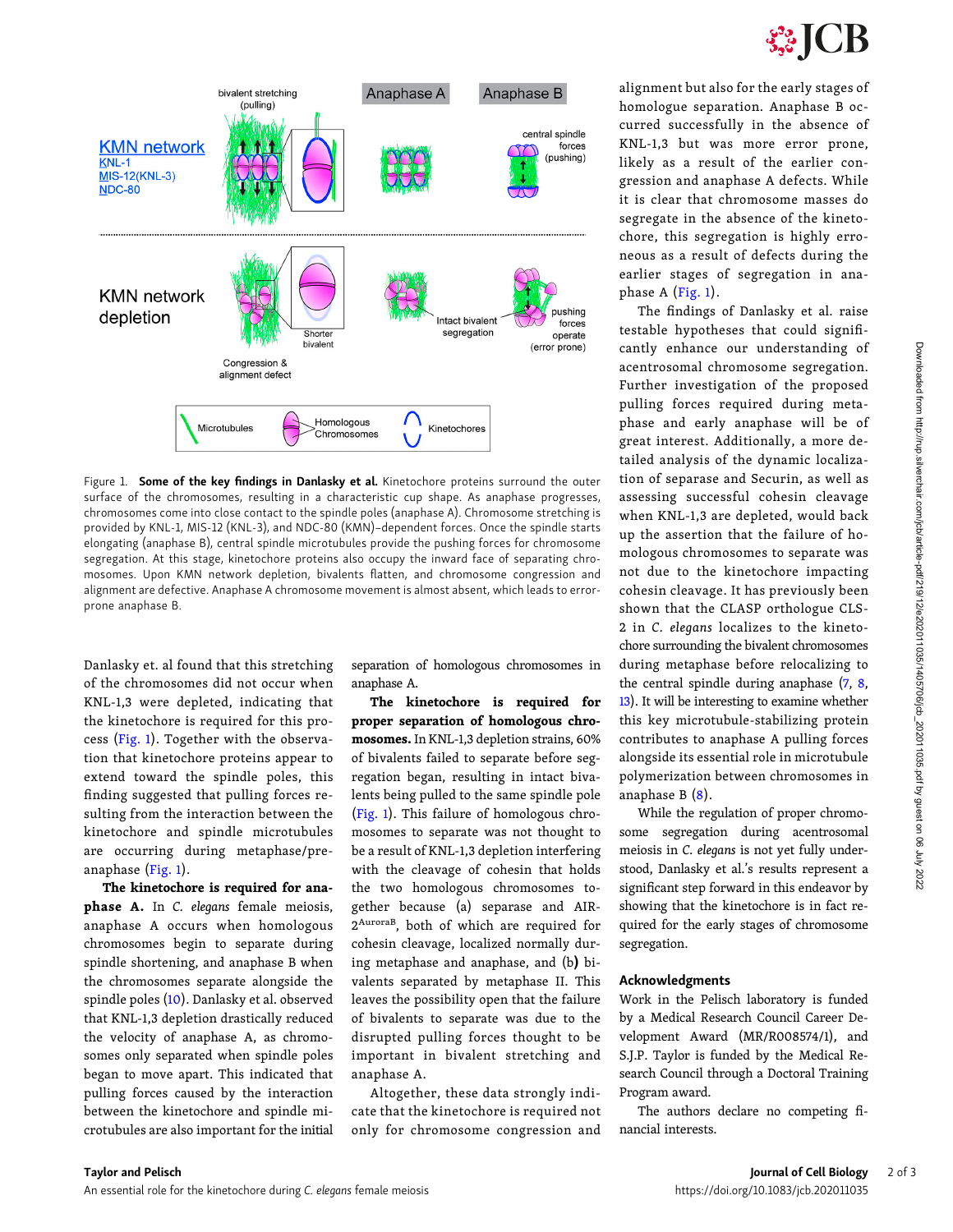Figure 1. **Some of the key findings in Danlasky et al.** Kinetochore proteins surround the outer surface of the chromosomes, resulting in a characteristic cup shape. As anaphase progresses, chromosomes come into close contact to the spindle poles (anaphase A). Chromosome stretching is provided by KNL-1, MIS-12 (KNL-3), and NDC-80 (KMN)–dependent forces. Once the spindle starts elongating (anaphase B), central spindle microtubules provide the pushing forces for chromosome segregation. At this stage, kinetochore proteins also occupy the inward face of separating chromosomes. Upon KMN network depletion, bivalents flatten, and chromosome congression and alignment are defective. Anaphase A chromosome movement is almost absent, which leads to error-prone anaphase B.

Danlasky et. al found that this stretching of the chromosomes did not occur when KNL-1,3 were depleted, indicating that the kinetochore is required for this process (Fig. 1). Together with the observation that kinetochore proteins appear to extend toward the spindle poles, this finding suggested that pulling forces resulting from the interaction between the kinetochore and spindle microtubules are occurring during metaphase/pre-anaphase (Fig. 1).

**The kinetochore is required for anaphase A.** In *C. elegans* female meiosis, anaphase A occurs when homologous chromosomes begin to separate during spindle shortening, and anaphase B when the chromosomes separate alongside the spindle poles (10). Danlasky et al. observed that KNL-1,3 depletion drastically reduced the velocity of anaphase A, as chromosomes only separated when spindle poles began to move apart. This indicated that pulling forces caused by the interaction between the kinetochore and spindle microtubules are also important for the initial separation of homologous chromosomes in anaphase A.

**The kinetochore is required for proper separation of homologous chromosomes.** In KNL-1,3 depletion strains, 60% of bivalents failed to separate before segregation began, resulting in intact bivalents being pulled to the same spindle pole (Fig. 1). This failure of homologous chromosomes to separate was not thought to be a result of KNL-1,3 depletion interfering with the cleavage of cohesin that holds the two homologous chromosomes together because (a) separase and AIR-2[AuroraB], both of which are required for cohesin cleavage, localized normally during metaphase and anaphase, and (b) bivalents separated by metaphase II. This leaves the possibility open that the failure of bivalents to separate was due to the disrupted pulling forces thought to be important in bivalent stretching and anaphase A.

Altogether, these data strongly indicate that the kinetochore is required not only for chromosome congression and alignment but also for the early stages of homologue separation. Anaphase B occurred successfully in the absence of KNL-1,3 but was more error prone, likely as a result of the earlier congression and anaphase A defects. While it is clear that chromosome masses do segregate in the absence of the kinetochore, this segregation is highly erroneous as a result of defects during the earlier stages of segregation in anaphase A (Fig. 1).

The findings of Danlasky et al. raise testable hypotheses that could significantly enhance our understanding of acentrosomal chromosome segregation. Further investigation of the proposed pulling forces required during metaphase and early anaphase will be of great interest. Additionally, a more detailed analysis of the dynamic localization of separase and Securin, as well as assessing successful cohesin cleavage when KNL-1,3 are depleted, would back up the assertion that the failure of homologous chromosomes to separate was not due to the kinetochore impacting cohesin cleavage. It has previously been shown that the CLASP orthologue CLS-2 in *C. elegans* localizes to the kinetochore surrounding the bivalent chromosomes during metaphase before relocalizing to the central spindle during anaphase (7, 8, 13). It will be interesting to examine whether this key microtubule-stabilizing protein contributes to anaphase A pulling forces alongside its essential role in microtubule polymerization between chromosomes in anaphase B (8).

While the regulation of proper chromosome segregation during acentrosomal meiosis in *C. elegans* is not yet fully understood, Danlasky et al.'s results represent a significant step forward in this endeavor by showing that the kinetochore is in fact required for the early stages of chromosome segregation.

## Acknowledgments

Work in the Pelisch laboratory is funded by a Medical Research Council Career Development Award (MR/R008574/1), and S.J.P. Taylor is funded by the Medical Research Council through a Doctoral Training Program award.

The authors declare no competing financial interests.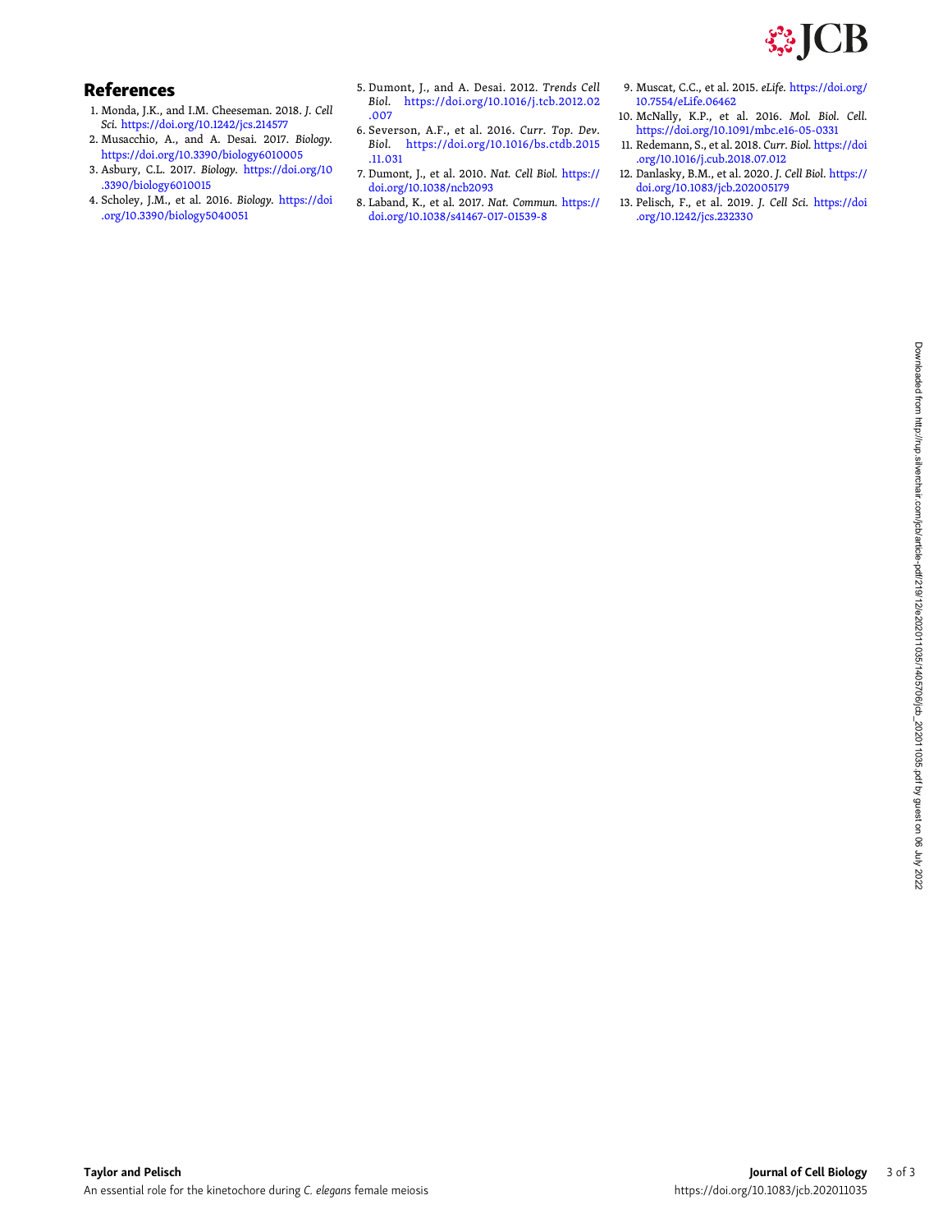## References

1. Monda, J.K., and I.M. Cheeseman. 2018. *J. Cell Sci.* https://doi.org/10.1242/jcs.214577
2. Musacchio, A., and A. Desai. 2017. *Biology.* https://doi.org/10.3390/biology6010005
3. Asbury, C.L. 2017. *Biology.* https://doi.org/10.3390/biology6010015
4. Scholey, J.M., et al. 2016. *Biology.* https://doi.org/10.3390/biology5040051
5. Dumont, J., and A. Desai. 2012. *Trends Cell Biol.* https://doi.org/10.1016/j.tcb.2012.02.007
6. Severson, A.F., et al. 2016. *Curr. Top. Dev. Biol.* https://doi.org/10.1016/bs.ctdb.2015.11.031
7. Dumont, J., et al. 2010. *Nat. Cell Biol.* https://doi.org/10.1038/ncb2093
8. Laband, K., et al. 2017. *Nat. Commun.* https://doi.org/10.1038/s41467-017-01539-8
9. Muscat, C.C., et al. 2015. *eLife.* https://doi.org/10.7554/eLife.06462
10. McNally, K.P., et al. 2016. *Mol. Biol. Cell.* https://doi.org/10.1091/mbc.e16-05-0331
11. Redemann, S., et al. 2018. *Curr. Biol.* https://doi.org/10.1016/j.cub.2018.07.012
12. Danlasky, B.M., et al. 2020. *J. Cell Biol.* https://doi.org/10.1083/jcb.202005179
13. Pelisch, F., et al. 2019. *J. Cell Sci.* https://doi.org/10.1242/jcs.232330